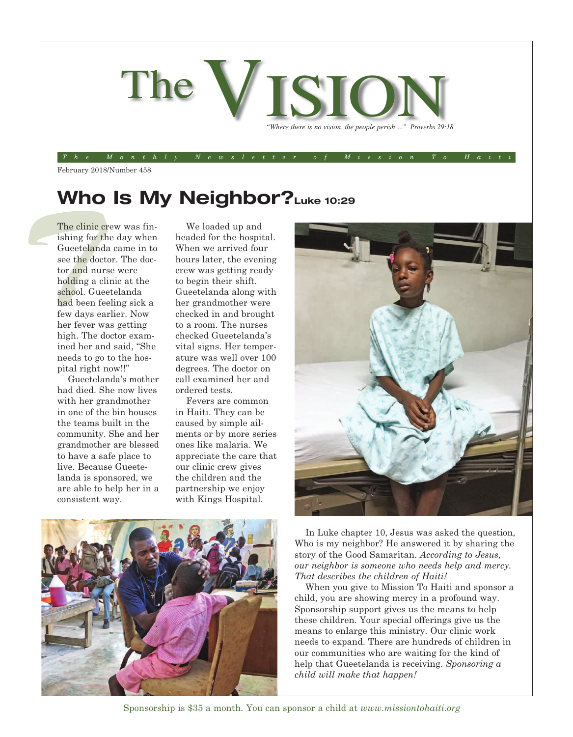# The VISION

*"Where there is no vision, the people perish ..." Proverbs 29:18*

*The Monthly Newsletter of Mission To Haiti*

February 2018/Number 458

## Who Is My Neighbor? Luke 10:29

The clinic crew was finishing for the day when Gueetelanda came in to see the doctor. The doctor and nurse were holding a clinic at the school. Gueetelanda had been feeling sick a few days earlier. Now her fever was getting high. The doctor examined her and said, "She needs to go to the hospital right now!!"

Gueetelanda's mother had died. She now lives with her grandmother in one of the bin houses the teams built in the community. She and her grandmother are blessed to have a safe place to live. Because Gueetelanda is sponsored, we are able to help her in a consistent way.

We loaded up and headed for the hospital. When we arrived four hours later, the evening crew was getting ready to begin their shift. Gueetelanda along with her grandmother were checked in and brought to a room. The nurses checked Gueetelanda's vital signs. Her temperature was well over 100 degrees. The doctor on call examined her and ordered tests.

Fevers are common in Haiti. They can be caused by simple ailments or by more series ones like malaria. We appreciate the care that our clinic crew gives the children and the partnership we enjoy with Kings Hospital.

In Luke chapter 10, Jesus was asked the question, Who is my neighbor? He answered it by sharing the story of the Good Samaritan. *According to Jesus, our neighbor is someone who needs help and mercy. That describes the children of Haiti!*

When you give to Mission To Haiti and sponsor a child, you are showing mercy in a profound way. Sponsorship support gives us the means to help these children. Your special offerings give us the means to enlarge this ministry. Our clinic work needs to expand. There are hundreds of children in our communities who are waiting for the kind of help that Gueetelanda is receiving. *Sponsoring a child will make that happen!*

Sponsorship is $35 a month. You can sponsor a child at *www.missiontohaiti.org*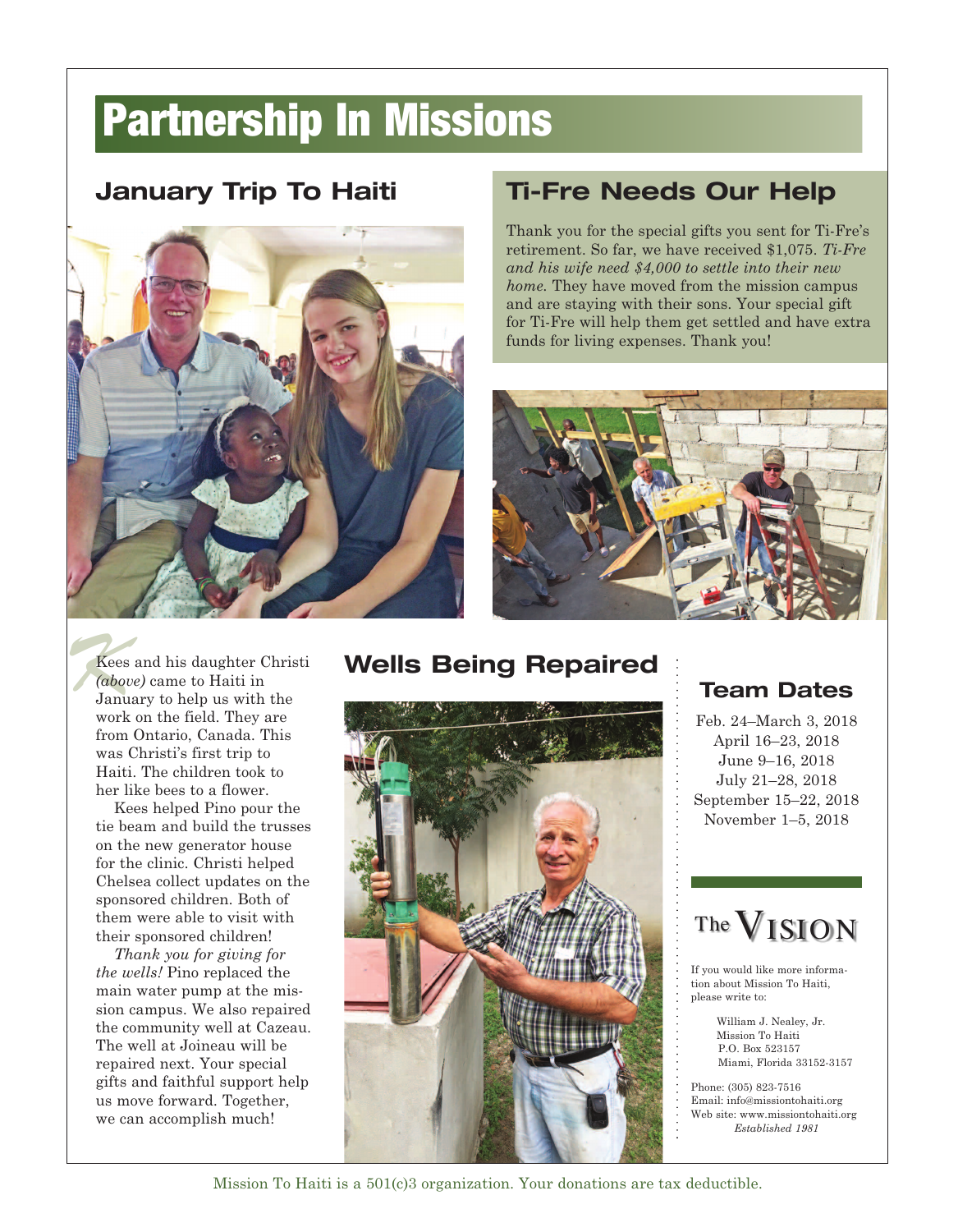# Partnership In Missions

## January Trip To Haiti

Kees and his daughter Christi *(above)* came to Haiti in January to help us with the work on the field. They are from Ontario, Canada. This was Christi's first trip to Haiti. The children took to her like bees to a flower.

Kees helped Pino pour the tie beam and build the trusses on the new generator house for the clinic. Christi helped Chelsea collect updates on the sponsored children. Both of them were able to visit with their sponsored children!

*Thank you for giving for the wells!* Pino replaced the main water pump at the mission campus. We also repaired the community well at Cazeau. The well at Joineau will be repaired next. Your special gifts and faithful support help us move forward. Together, we can accomplish much!

## Ti-Fre Needs Our Help

Thank you for the special gifts you sent for Ti-Fre's retirement. So far, we have received $1,075. *Ti-Fre and his wife need $4,000 to settle into their new home.* They have moved from the mission campus and are staying with their sons. Your special gift for Ti-Fre will help them get settled and have extra funds for living expenses. Thank you!

## Wells Being Repaired

## Team Dates

Feb. 24–March 3, 2018
April 16–23, 2018
June 9–16, 2018
July 21–28, 2018
September 15–22, 2018
November 1–5, 2018

## The VISION

If you would like more information about Mission To Haiti, please write to:

William J. Nealey, Jr.
Mission To Haiti
P.O. Box 523157
Miami, Florida 33152-3157

Phone: (305) 823-7516
Email: info@missiontohaiti.org
Web site: www.missiontohaiti.org
*Established 1981*

Mission To Haiti is a 501(c)3 organization. Your donations are tax deductible.